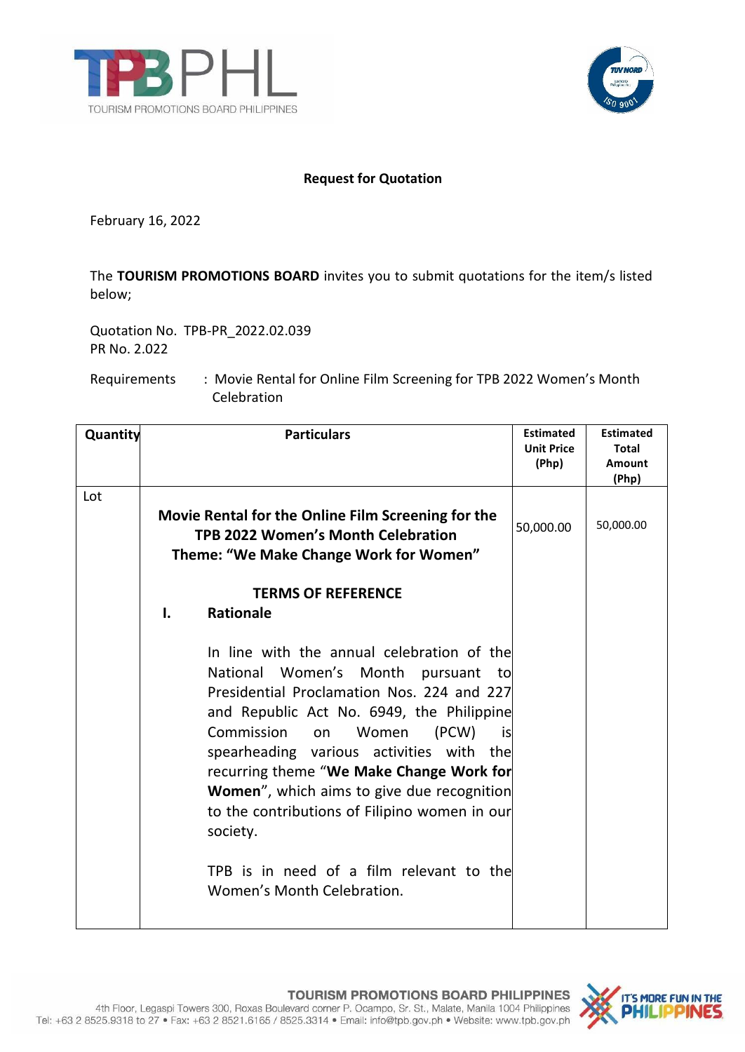**Request for Quotation**

February 16, 2022

The **TOURISM PROMOTIONS BOARD** invites you to submit quotations for the item/s listed below;

Quotation No. TPB-PR_2022.02.039
PR No. 2.022

Requirements : Movie Rental for Online Film Screening for TPB 2022 Women's Month Celebration

| Quantity | Particulars | Estimated Unit Price (Php) | Estimated Total Amount (Php) |
|---|---|---|---|
| Lot | **Movie Rental for the Online Film Screening for the TPB 2022 Women's Month Celebration Theme: "We Make Change Work for Women"** <br><br> **TERMS OF REFERENCE** <br> **I. Rationale** <br><br> In line with the annual celebration of the National Women's Month pursuant to Presidential Proclamation Nos. 224 and 227 and Republic Act No. 6949, the Philippine Commission on Women (PCW) is spearheading various activities with the recurring theme "**We Make Change Work for Women**", which aims to give due recognition to the contributions of Filipino women in our society. <br><br> TPB is in need of a film relevant to the Women's Month Celebration. | 50,000.00 | 50,000.00 |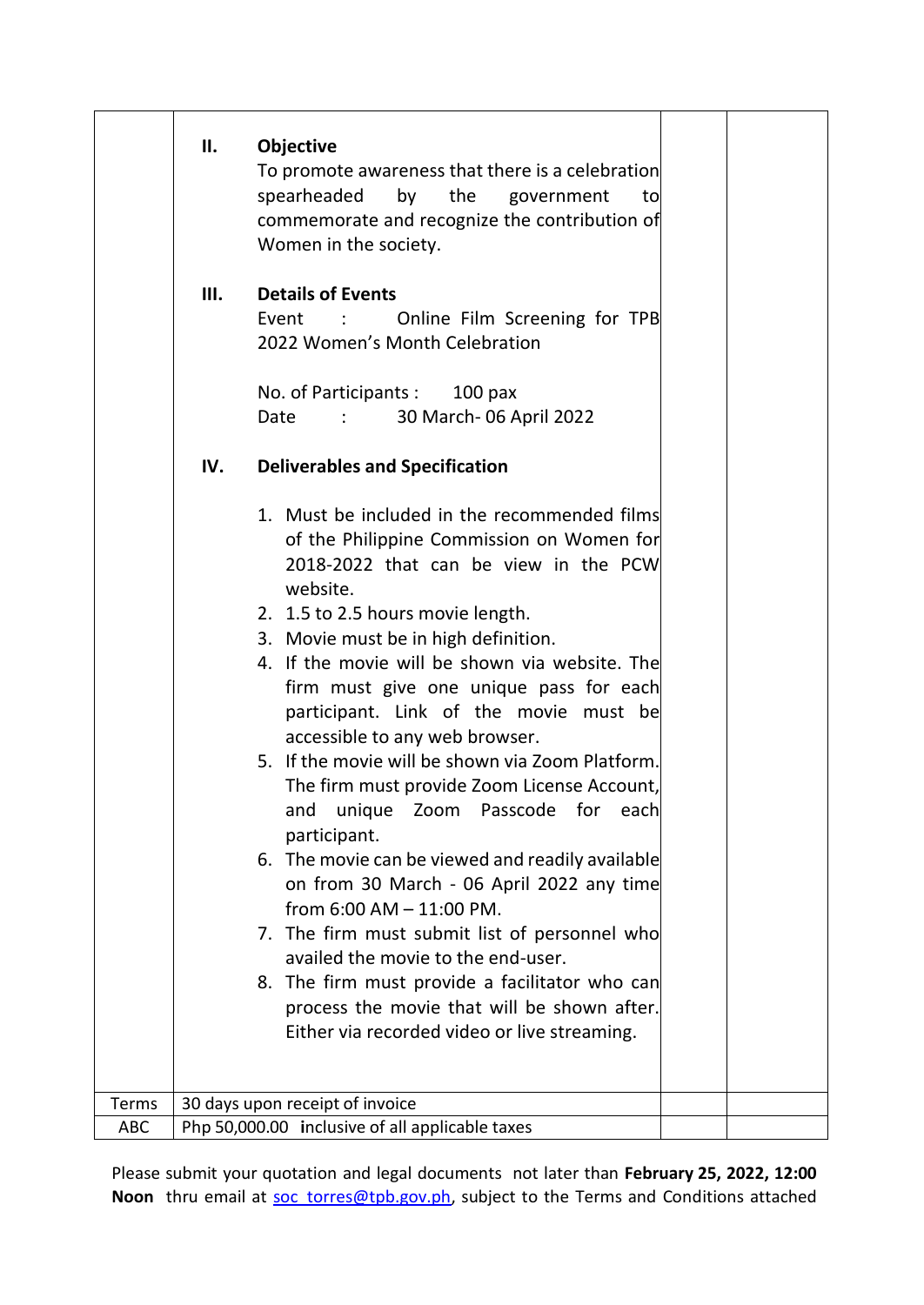| | | | |
|---|---|---|---|
| | **II. Objective**<br>To promote awareness that there is a celebration spearheaded by the government to commemorate and recognize the contribution of Women in the society.<br><br>**III. Details of Events**<br>Event : Online Film Screening for TPB 2022 Women's Month Celebration<br><br>No. of Participants : 100 pax<br>Date : 30 March- 06 April 2022<br><br>**IV. Deliverables and Specification**<br><br>1. Must be included in the recommended films of the Philippine Commission on Women for 2018-2022 that can be view in the PCW website.<br>2. 1.5 to 2.5 hours movie length.<br>3. Movie must be in high definition.<br>4. If the movie will be shown via website. The firm must give one unique pass for each participant. Link of the movie must be accessible to any web browser.<br>5. If the movie will be shown via Zoom Platform. The firm must provide Zoom License Account, and unique Zoom Passcode for each participant.<br>6. The movie can be viewed and readily available on from 30 March - 06 April 2022 any time from 6:00 AM – 11:00 PM.<br>7. The firm must submit list of personnel who availed the movie to the end-user.<br>8. The firm must provide a facilitator who can process the movie that will be shown after. Either via recorded video or live streaming. | | |
| Terms | 30 days upon receipt of invoice | | |
| ABC | Php 50,000.00 **i**nclusive of all applicable taxes | | |

Please submit your quotation and legal documents not later than **February 25, 2022, 12:00 Noon** thru email at soc_torres@tpb.gov.ph, subject to the Terms and Conditions attached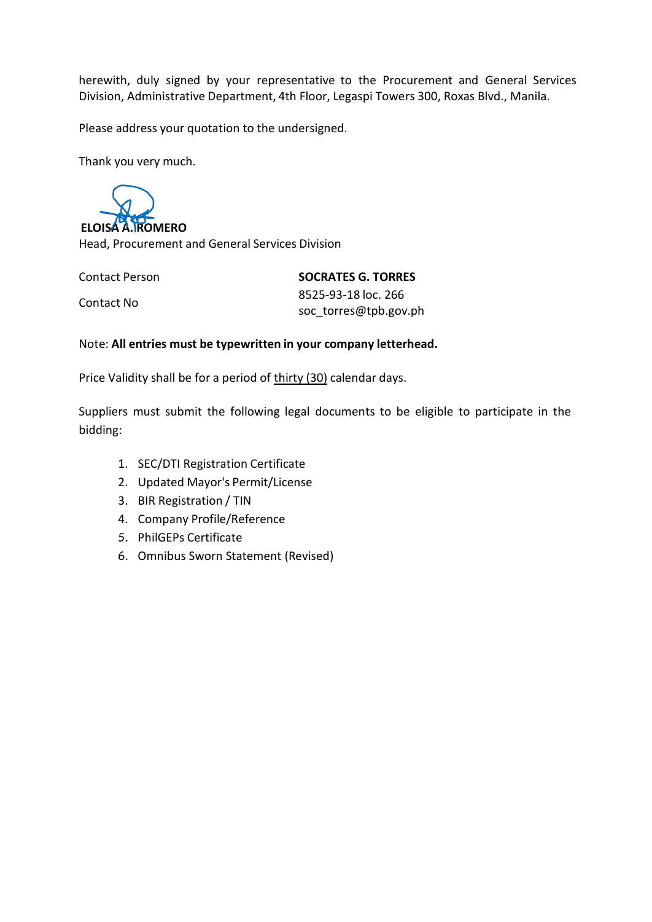herewith, duly signed by your representative to the Procurement and General Services Division, Administrative Department, 4th Floor, Legaspi Towers 300, Roxas Blvd., Manila.

Please address your quotation to the undersigned.

Thank you very much.

**ELOISA A. ROMERO**
Head, Procurement and General Services Division

| | |
|---|---|
| Contact Person | **SOCRATES G. TORRES** |
| Contact No | 8525-93-18 loc. 266<br>soc_torres@tpb.gov.ph |

Note: **All entries must be typewritten in your company letterhead.**

Price Validity shall be for a period of thirty (30) calendar days.

Suppliers must submit the following legal documents to be eligible to participate in the bidding:

1. SEC/DTI Registration Certificate
2. Updated Mayor's Permit/License
3. BIR Registration / TIN
4. Company Profile/Reference
5. PhilGEPs Certificate
6. Omnibus Sworn Statement (Revised)